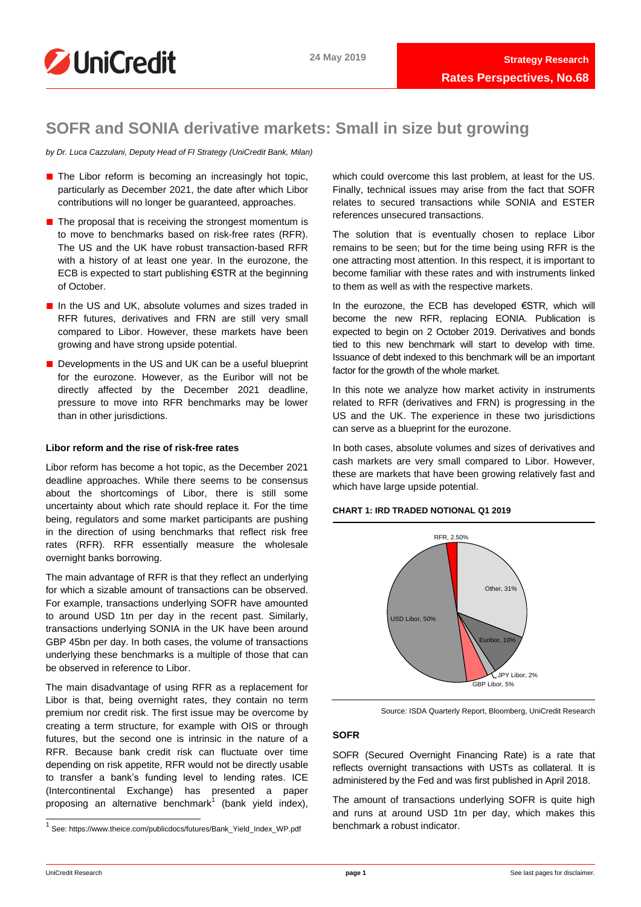24 May 2019

Strategy Research

Rates Perspectives, No.68

# SOFR and SONIA derivative markets: Small in size but growing

*by Dr. Luca Cazzulani, Deputy Head of FI Strategy (UniCredit Bank, Milan)*

- The Libor reform is becoming an increasingly hot topic, particularly as December 2021, the date after which Libor contributions will no longer be guaranteed, approaches.
- The proposal that is receiving the strongest momentum is to move to benchmarks based on risk-free rates (RFR). The US and the UK have robust transaction-based RFR with a history of at least one year. In the eurozone, the ECB is expected to start publishing €STR at the beginning of October.
- In the US and UK, absolute volumes and sizes traded in RFR futures, derivatives and FRN are still very small compared to Libor. However, these markets have been growing and have strong upside potential.
- Developments in the US and UK can be a useful blueprint for the eurozone. However, as the Euribor will not be directly affected by the December 2021 deadline, pressure to move into RFR benchmarks may be lower than in other jurisdictions.

### Libor reform and the rise of risk-free rates

Libor reform has become a hot topic, as the December 2021 deadline approaches. While there seems to be consensus about the shortcomings of Libor, there is still some uncertainty about which rate should replace it. For the time being, regulators and some market participants are pushing in the direction of using benchmarks that reflect risk free rates (RFR). RFR essentially measure the wholesale overnight banks borrowing.

The main advantage of RFR is that they reflect an underlying for which a sizable amount of transactions can be observed. For example, transactions underlying SOFR have amounted to around USD 1tn per day in the recent past. Similarly, transactions underlying SONIA in the UK have been around GBP 45bn per day. In both cases, the volume of transactions underlying these benchmarks is a multiple of those that can be observed in reference to Libor.

The main disadvantage of using RFR as a replacement for Libor is that, being overnight rates, they contain no term premium nor credit risk. The first issue may be overcome by creating a term structure, for example with OIS or through futures, but the second one is intrinsic in the nature of a RFR. Because bank credit risk can fluctuate over time depending on risk appetite, RFR would not be directly usable to transfer a bank's funding level to lending rates. ICE (Intercontinental Exchange) has presented a paper proposing an alternative benchmark[1] (bank yield index), which could overcome this last problem, at least for the US. Finally, technical issues may arise from the fact that SOFR relates to secured transactions while SONIA and ESTER references unsecured transactions.

[1] See: https://www.theice.com/publicdocs/futures/Bank_Yield_Index_WP.pdf

The solution that is eventually chosen to replace Libor remains to be seen; but for the time being using RFR is the one attracting most attention. In this respect, it is important to become familiar with these rates and with instruments linked to them as well as with the respective markets.

In the eurozone, the ECB has developed €STR, which will become the new RFR, replacing EONIA. Publication is expected to begin on 2 October 2019. Derivatives and bonds tied to this new benchmark will start to develop with time. Issuance of debt indexed to this benchmark will be an important factor for the growth of the whole market.

In this note we analyze how market activity in instruments related to RFR (derivatives and FRN) is progressing in the US and the UK. The experience in these two jurisdictions can serve as a blueprint for the eurozone.

In both cases, absolute volumes and sizes of derivatives and cash markets are very small compared to Libor. However, these are markets that have been growing relatively fast and which have large upside potential.

**CHART 1: IRD TRADED NOTIONAL Q1 2019**

| Category | Share |
|---|---|
| RFR | 2.50% |
| Other | 31% |
| Euribor | 10% |
| JPY Libor | 2% |
| GBP Libor | 5% |
| USD Libor | 50% |

Source: ISDA Quarterly Report, Bloomberg, UniCredit Research

### SOFR

SOFR (Secured Overnight Financing Rate) is a rate that reflects overnight transactions with USTs as collateral. It is administered by the Fed and was first published in April 2018.

The amount of transactions underlying SOFR is quite high and runs at around USD 1tn per day, which makes this benchmark a robust indicator.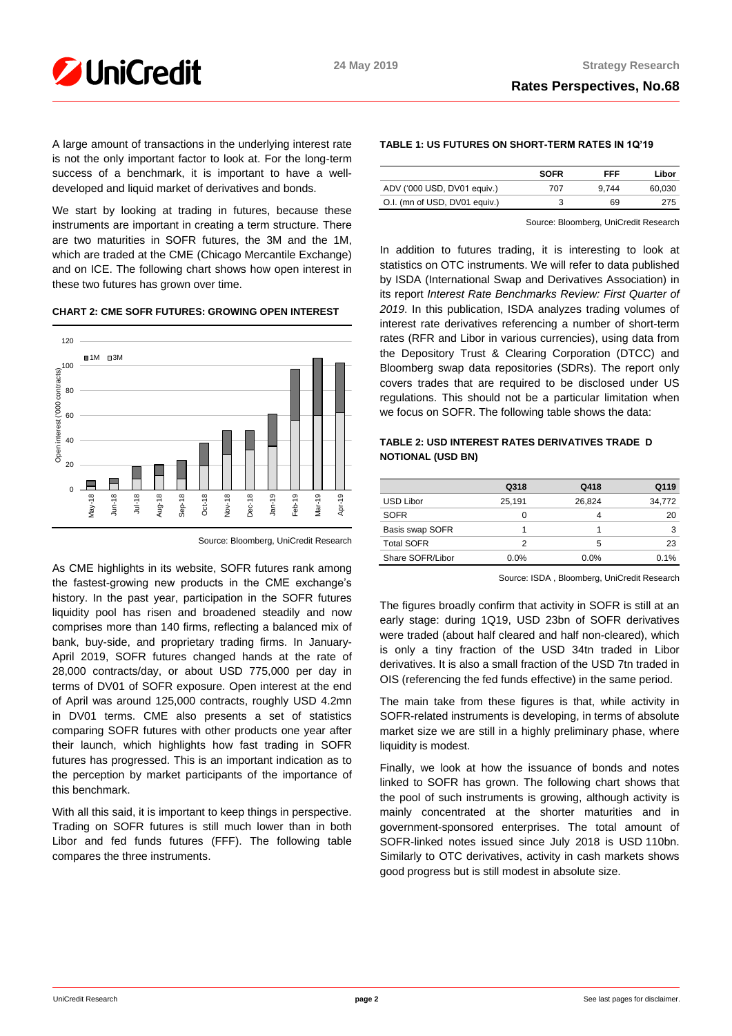A large amount of transactions in the underlying interest rate is not the only important factor to look at. For the long-term success of a benchmark, it is important to have a well-developed and liquid market of derivatives and bonds.

We start by looking at trading in futures, because these instruments are important in creating a term structure. There are two maturities in SOFR futures, the 3M and the 1M, which are traded at the CME (Chicago Mercantile Exchange) and on ICE. The following chart shows how open interest in these two futures has grown over time.

**CHART 2: CME SOFR FUTURES: GROWING OPEN INTEREST**

Source: Bloomberg, UniCredit Research

As CME highlights in its website, SOFR futures rank among the fastest-growing new products in the CME exchange's history. In the past year, participation in the SOFR futures liquidity pool has risen and broadened steadily and now comprises more than 140 firms, reflecting a balanced mix of bank, buy-side, and proprietary trading firms. In January-April 2019, SOFR futures changed hands at the rate of 28,000 contracts/day, or about USD 775,000 per day in terms of DV01 of SOFR exposure. Open interest at the end of April was around 125,000 contracts, roughly USD 4.2mn in DV01 terms. CME also presents a set of statistics comparing SOFR futures with other products one year after their launch, which highlights how fast trading in SOFR futures has progressed. This is an important indication as to the perception by market participants of the importance of this benchmark.

With all this said, it is important to keep things in perspective. Trading on SOFR futures is still much lower than in both Libor and fed funds futures (FFF). The following table compares the three instruments.

**TABLE 1: US FUTURES ON SHORT-TERM RATES IN 1Q'19**

| | SOFR | FFF | Libor |
|---|---|---|---|
| ADV ('000 USD, DV01 equiv.) | 707 | 9,744 | 60,030 |
| O.I. (mn of USD, DV01 equiv.) | 3 | 69 | 275 |

Source: Bloomberg, UniCredit Research

In addition to futures trading, it is interesting to look at statistics on OTC instruments. We will refer to data published by ISDA (International Swap and Derivatives Association) in its report *Interest Rate Benchmarks Review: First Quarter of 2019*. In this publication, ISDA analyzes trading volumes of interest rate derivatives referencing a number of short-term rates (RFR and Libor in various currencies), using data from the Depository Trust & Clearing Corporation (DTCC) and Bloomberg swap data repositories (SDRs). The report only covers trades that are required to be disclosed under US regulations. This should not be a particular limitation when we focus on SOFR. The following table shows the data:

**TABLE 2: USD INTEREST RATES DERIVATIVES TRADE D NOTIONAL (USD BN)**

| | Q318 | Q418 | Q119 |
|---|---|---|---|
| USD Libor | 25,191 | 26,824 | 34,772 |
| SOFR | 0 | 4 | 20 |
| Basis swap SOFR | 1 | 1 | 3 |
| Total SOFR | 2 | 5 | 23 |
| Share SOFR/Libor | 0.0% | 0.0% | 0.1% |

Source: ISDA , Bloomberg, UniCredit Research

The figures broadly confirm that activity in SOFR is still at an early stage: during 1Q19, USD 23bn of SOFR derivatives were traded (about half cleared and half non-cleared), which is only a tiny fraction of the USD 34tn traded in Libor derivatives. It is also a small fraction of the USD 7tn traded in OIS (referencing the fed funds effective) in the same period.

The main take from these figures is that, while activity in SOFR-related instruments is developing, in terms of absolute market size we are still in a highly preliminary phase, where liquidity is modest.

Finally, we look at how the issuance of bonds and notes linked to SOFR has grown. The following chart shows that the pool of such instruments is growing, although activity is mainly concentrated at the shorter maturities and in government-sponsored enterprises. The total amount of SOFR-linked notes issued since July 2018 is USD 110bn. Similarly to OTC derivatives, activity in cash markets shows good progress but is still modest in absolute size.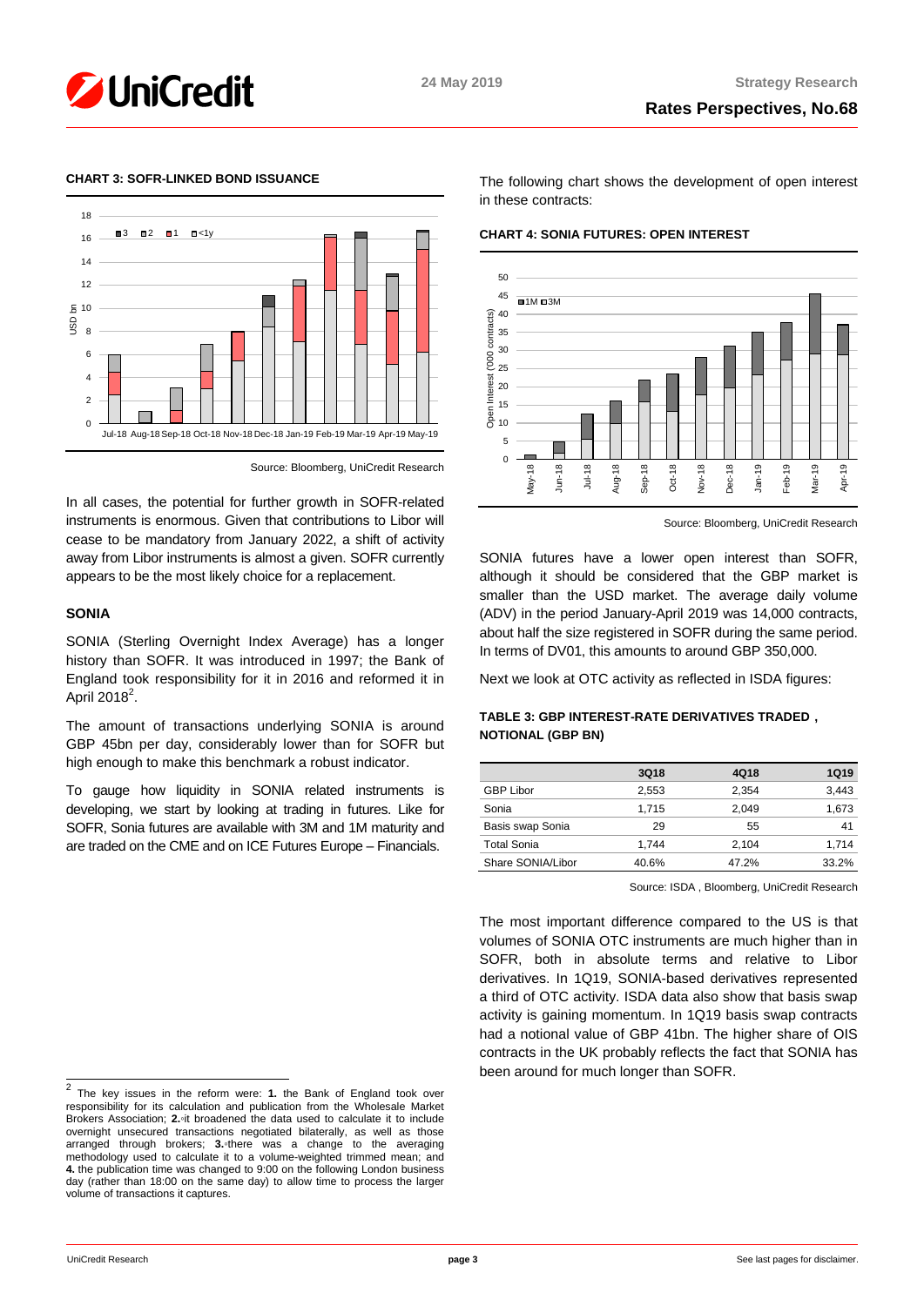**CHART 3: SOFR-LINKED BOND ISSUANCE**

Source: Bloomberg, UniCredit Research

In all cases, the potential for further growth in SOFR-related instruments is enormous. Given that contributions to Libor will cease to be mandatory from January 2022, a shift of activity away from Libor instruments is almost a given. SOFR currently appears to be the most likely choice for a replacement.

## SONIA

SONIA (Sterling Overnight Index Average) has a longer history than SOFR. It was introduced in 1997; the Bank of England took responsibility for it in 2016 and reformed it in April 2018[2].

The amount of transactions underlying SONIA is around GBP 45bn per day, considerably lower than for SOFR but high enough to make this benchmark a robust indicator.

To gauge how liquidity in SONIA related instruments is developing, we start by looking at trading in futures. Like for SOFR, Sonia futures are available with 3M and 1M maturity and are traded on the CME and on ICE Futures Europe – Financials.

The following chart shows the development of open interest in these contracts:

**CHART 4: SONIA FUTURES: OPEN INTEREST**

Source: Bloomberg, UniCredit Research

SONIA futures have a lower open interest than SOFR, although it should be considered that the GBP market is smaller than the USD market. The average daily volume (ADV) in the period January-April 2019 was 14,000 contracts, about half the size registered in SOFR during the same period. In terms of DV01, this amounts to around GBP 350,000.

Next we look at OTC activity as reflected in ISDA figures:

**TABLE 3: GBP INTEREST-RATE DERIVATIVES TRADED , NOTIONAL (GBP BN)**

| | 3Q18 | 4Q18 | 1Q19 |
|---|---|---|---|
| GBP Libor | 2,553 | 2,354 | 3,443 |
| Sonia | 1,715 | 2,049 | 1,673 |
| Basis swap Sonia | 29 | 55 | 41 |
| Total Sonia | 1,744 | 2,104 | 1,714 |
| Share SONIA/Libor | 40.6% | 47.2% | 33.2% |

Source: ISDA , Bloomberg, UniCredit Research

The most important difference compared to the US is that volumes of SONIA OTC instruments are much higher than in SOFR, both in absolute terms and relative to Libor derivatives. In 1Q19, SONIA-based derivatives represented a third of OTC activity. ISDA data also show that basis swap activity is gaining momentum. In 1Q19 basis swap contracts had a notional value of GBP 41bn. The higher share of OIS contracts in the UK probably reflects the fact that SONIA has been around for much longer than SOFR.

---

[2] The key issues in the reform were: **1.** the Bank of England took over responsibility for its calculation and publication from the Wholesale Market Brokers Association; **2.** it broadened the data used to calculate it to include overnight unsecured transactions negotiated bilaterally, as well as those arranged through brokers; **3.** there was a change to the averaging methodology used to calculate it to a volume-weighted trimmed mean; and **4.** the publication time was changed to 9:00 on the following London business day (rather than 18:00 on the same day) to allow time to process the larger volume of transactions it captures.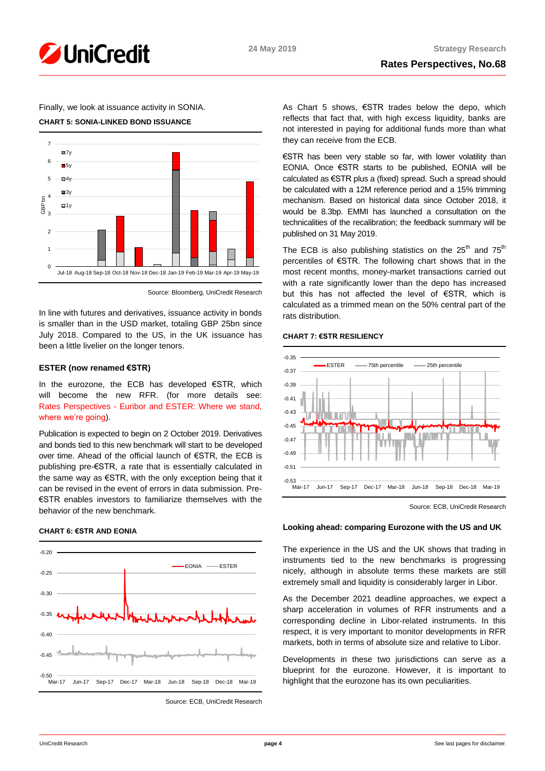Finally, we look at issuance activity in SONIA.

**CHART 5: SONIA-LINKED BOND ISSUANCE**

Source: Bloomberg, UniCredit Research

In line with futures and derivatives, issuance activity in bonds is smaller than in the USD market, totaling GBP 25bn since July 2018. Compared to the US, in the UK issuance has been a little livelier on the longer tenors.

### ESTER (now renamed €STR)

In the eurozone, the ECB has developed €STR, which will become the new RFR. (for more details see: Rates Perspectives - Euribor and ESTER: Where we stand, where we're going).

Publication is expected to begin on 2 October 2019. Derivatives and bonds tied to this new benchmark will start to be developed over time. Ahead of the official launch of €STR, the ECB is publishing pre-€STR, a rate that is essentially calculated in the same way as €STR, with the only exception being that it can be revised in the event of errors in data submission. Pre-€STR enables investors to familiarize themselves with the behavior of the new benchmark.

**CHART 6: €STR AND EONIA**

Source: ECB, UniCredit Research

As Chart 5 shows, €STR trades below the depo, which reflects that fact that, with high excess liquidity, banks are not interested in paying for additional funds more than what they can receive from the ECB.

€STR has been very stable so far, with lower volatility than EONIA. Once €STR starts to be published, EONIA will be calculated as €STR plus a (fixed) spread. Such a spread should be calculated with a 12M reference period and a 15% trimming mechanism. Based on historical data since October 2018, it would be 8.3bp. EMMI has launched a consultation on the technicalities of the recalibration; the feedback summary will be published on 31 May 2019.

The ECB is also publishing statistics on the 25th and 75th percentiles of €STR. The following chart shows that in the most recent months, money-market transactions carried out with a rate significantly lower than the depo has increased but this has not affected the level of €STR, which is calculated as a trimmed mean on the 50% central part of the rats distribution.

**CHART 7: €STR RESILIENCY**

Source: ECB, UniCredit Research

### Looking ahead: comparing Eurozone with the US and UK

The experience in the US and the UK shows that trading in instruments tied to the new benchmarks is progressing nicely, although in absolute terms these markets are still extremely small and liquidity is considerably larger in Libor.

As the December 2021 deadline approaches, we expect a sharp acceleration in volumes of RFR instruments and a corresponding decline in Libor-related instruments. In this respect, it is very important to monitor developments in RFR markets, both in terms of absolute size and relative to Libor.

Developments in these two jurisdictions can serve as a blueprint for the eurozone. However, it is important to highlight that the eurozone has its own peculiarities.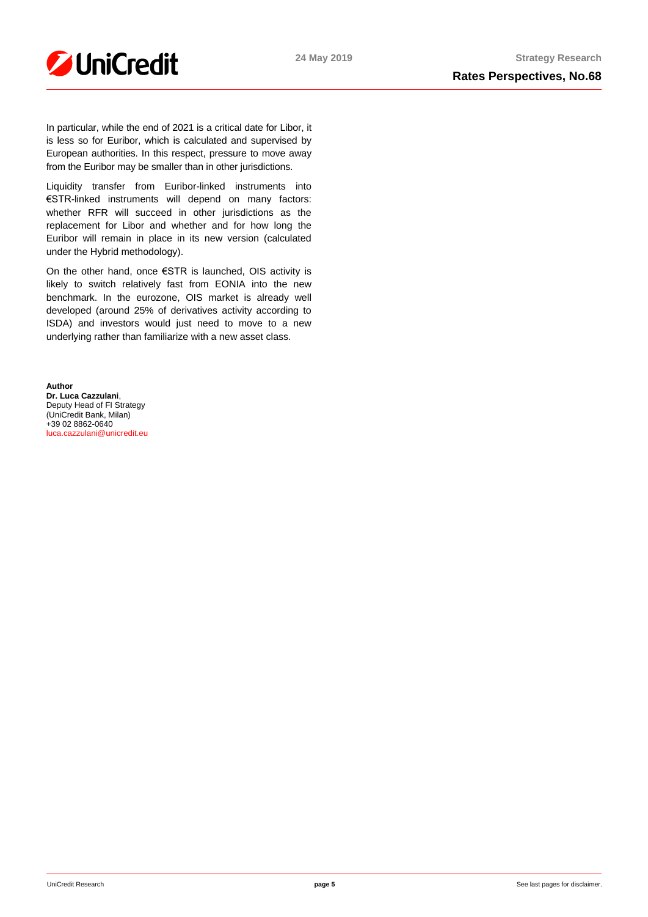In particular, while the end of 2021 is a critical date for Libor, it is less so for Euribor, which is calculated and supervised by European authorities. In this respect, pressure to move away from the Euribor may be smaller than in other jurisdictions.

Liquidity transfer from Euribor-linked instruments into €STR-linked instruments will depend on many factors: whether RFR will succeed in other jurisdictions as the replacement for Libor and whether and for how long the Euribor will remain in place in its new version (calculated under the Hybrid methodology).

On the other hand, once €STR is launched, OIS activity is likely to switch relatively fast from EONIA into the new benchmark. In the eurozone, OIS market is already well developed (around 25% of derivatives activity according to ISDA) and investors would just need to move to a new underlying rather than familiarize with a new asset class.

**Author**
**Dr. Luca Cazzulani**,
Deputy Head of FI Strategy
(UniCredit Bank, Milan)
+39 02 8862-0640
luca.cazzulani@unicredit.eu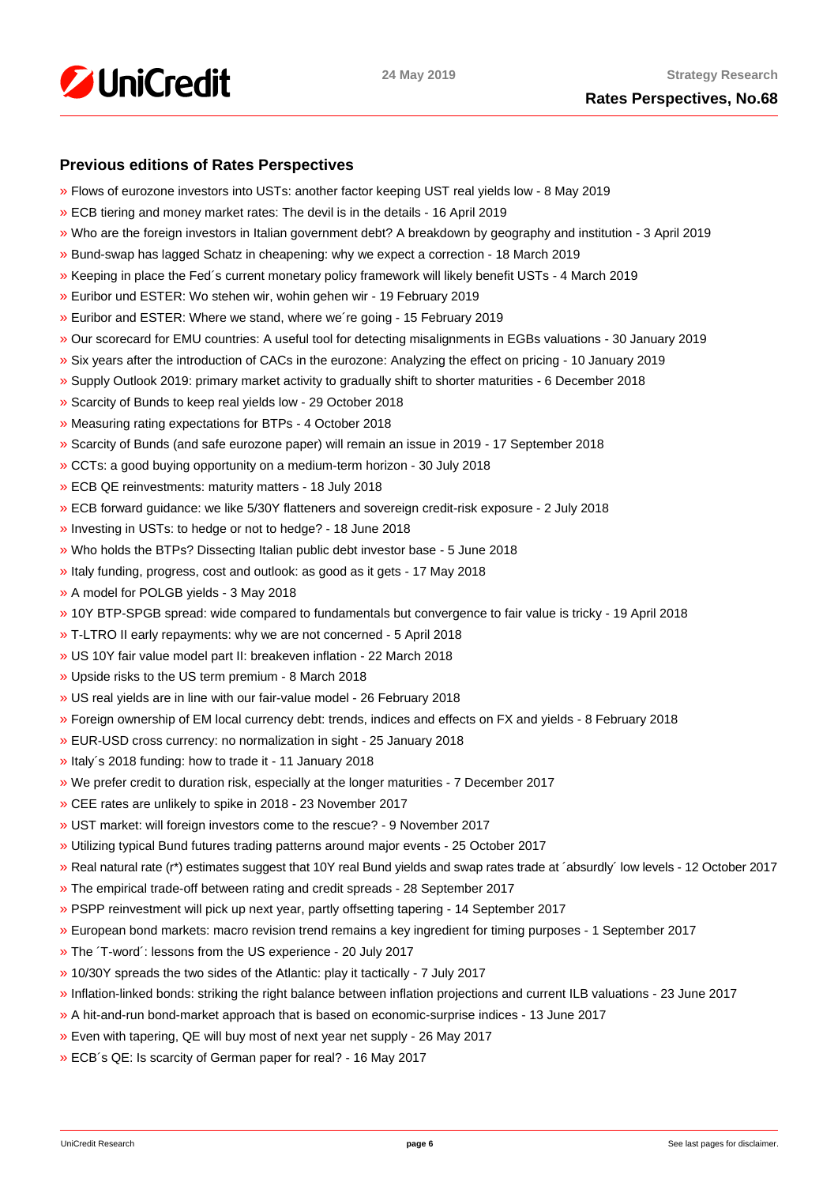## Previous editions of Rates Perspectives

- » Flows of eurozone investors into USTs: another factor keeping UST real yields low - 8 May 2019
- » ECB tiering and money market rates: The devil is in the details - 16 April 2019
- » Who are the foreign investors in Italian government debt? A breakdown by geography and institution - 3 April 2019
- » Bund-swap has lagged Schatz in cheapening: why we expect a correction - 18 March 2019
- » Keeping in place the Fed´s current monetary policy framework will likely benefit USTs - 4 March 2019
- » Euribor und ESTER: Wo stehen wir, wohin gehen wir - 19 February 2019
- » Euribor and ESTER: Where we stand, where we´re going - 15 February 2019
- » Our scorecard for EMU countries: A useful tool for detecting misalignments in EGBs valuations - 30 January 2019
- » Six years after the introduction of CACs in the eurozone: Analyzing the effect on pricing - 10 January 2019
- » Supply Outlook 2019: primary market activity to gradually shift to shorter maturities - 6 December 2018
- » Scarcity of Bunds to keep real yields low - 29 October 2018
- » Measuring rating expectations for BTPs - 4 October 2018
- » Scarcity of Bunds (and safe eurozone paper) will remain an issue in 2019 - 17 September 2018
- » CCTs: a good buying opportunity on a medium-term horizon - 30 July 2018
- » ECB QE reinvestments: maturity matters - 18 July 2018
- » ECB forward guidance: we like 5/30Y flatteners and sovereign credit-risk exposure - 2 July 2018
- » Investing in USTs: to hedge or not to hedge? - 18 June 2018
- » Who holds the BTPs? Dissecting Italian public debt investor base - 5 June 2018
- » Italy funding, progress, cost and outlook: as good as it gets - 17 May 2018
- » A model for POLGB yields - 3 May 2018
- » 10Y BTP-SPGB spread: wide compared to fundamentals but convergence to fair value is tricky - 19 April 2018
- » T-LTRO II early repayments: why we are not concerned - 5 April 2018
- » US 10Y fair value model part II: breakeven inflation - 22 March 2018
- » Upside risks to the US term premium - 8 March 2018
- » US real yields are in line with our fair-value model - 26 February 2018
- » Foreign ownership of EM local currency debt: trends, indices and effects on FX and yields - 8 February 2018
- » EUR-USD cross currency: no normalization in sight - 25 January 2018
- » Italy´s 2018 funding: how to trade it - 11 January 2018
- » We prefer credit to duration risk, especially at the longer maturities - 7 December 2017
- » CEE rates are unlikely to spike in 2018 - 23 November 2017
- » UST market: will foreign investors come to the rescue? - 9 November 2017
- » Utilizing typical Bund futures trading patterns around major events - 25 October 2017
- » Real natural rate (r*) estimates suggest that 10Y real Bund yields and swap rates trade at ´absurdly´ low levels - 12 October 2017
- » The empirical trade-off between rating and credit spreads - 28 September 2017
- » PSPP reinvestment will pick up next year, partly offsetting tapering - 14 September 2017
- » European bond markets: macro revision trend remains a key ingredient for timing purposes - 1 September 2017
- » The ´T-word´: lessons from the US experience - 20 July 2017
- » 10/30Y spreads the two sides of the Atlantic: play it tactically - 7 July 2017
- » Inflation-linked bonds: striking the right balance between inflation projections and current ILB valuations - 23 June 2017
- » A hit-and-run bond-market approach that is based on economic-surprise indices - 13 June 2017
- » Even with tapering, QE will buy most of next year net supply - 26 May 2017
- » ECB´s QE: Is scarcity of German paper for real? - 16 May 2017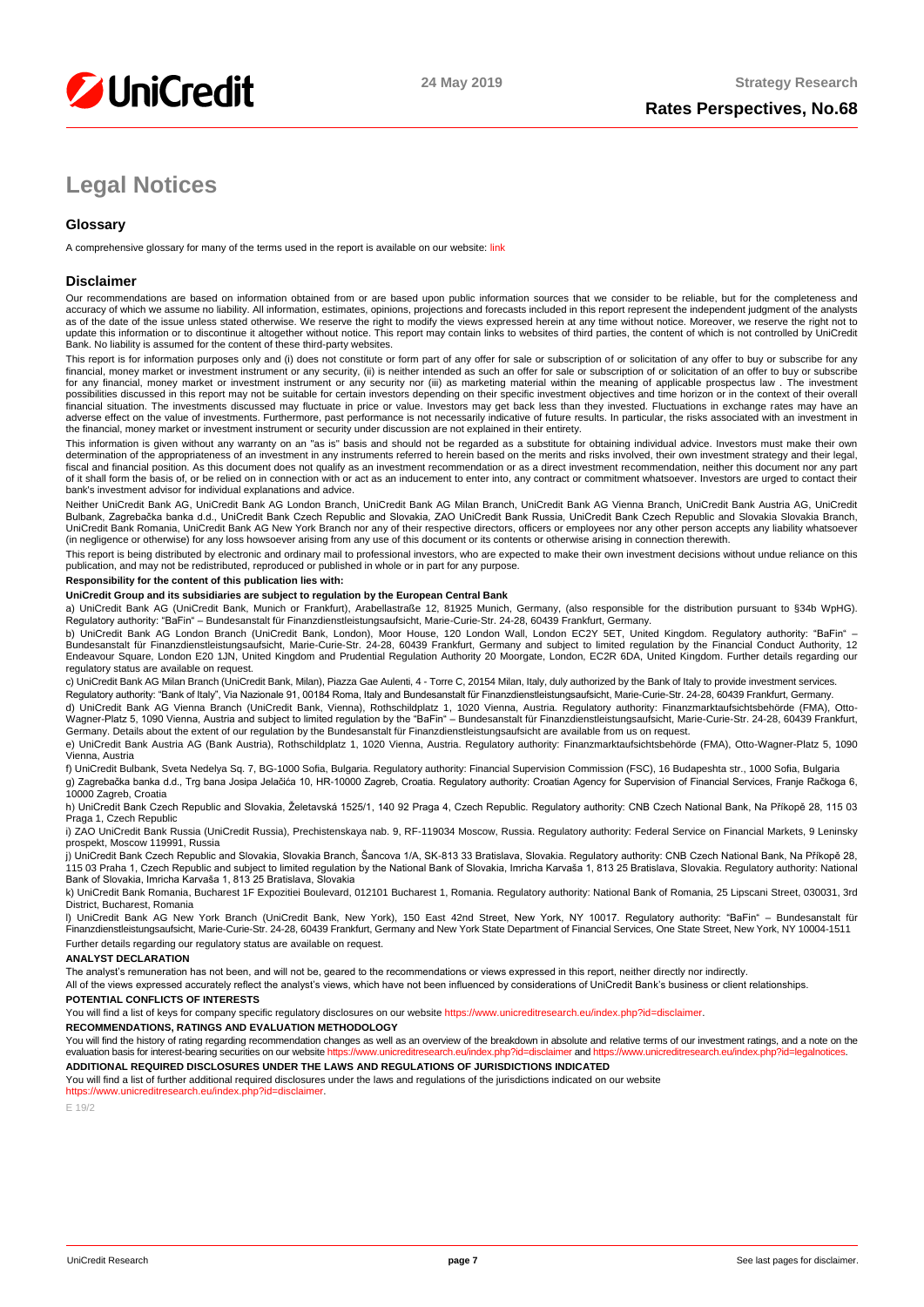# Legal Notices

## Glossary

A comprehensive glossary for many of the terms used in the report is available on our website: link

## Disclaimer

Our recommendations are based on information obtained from or are based upon public information sources that we consider to be reliable, but for the completeness and accuracy of which we assume no liability. All information, estimates, opinions, projections and forecasts included in this report represent the independent judgment of the analysts as of the date of the issue unless stated otherwise. We reserve the right to modify the views expressed herein at any time without notice. Moreover, we reserve the right not to update this information or to discontinue it altogether without notice. This report may contain links to websites of third parties, the content of which is not controlled by UniCredit Bank. No liability is assumed for the content of these third-party websites.

This report is for information purposes only and (i) does not constitute or form part of any offer for sale or subscription of or solicitation of any offer to buy or subscribe for any financial, money market or investment instrument or any security, (ii) is neither intended as such an offer for sale or subscription of or solicitation of an offer to buy or subscribe for any financial, money market or investment instrument or any security nor (iii) as marketing material within the meaning of applicable prospectus law . The investment possibilities discussed in this report may not be suitable for certain investors depending on their specific investment objectives and time horizon or in the context of their overall financial situation. The investments discussed may fluctuate in price or value. Investors may get back less than they invested. Fluctuations in exchange rates may have an adverse effect on the value of investments. Furthermore, past performance is not necessarily indicative of future results. In particular, the risks associated with an investment in the financial, money market or investment instrument or security under discussion are not explained in their entirety.

This information is given without any warranty on an "as is" basis and should not be regarded as a substitute for obtaining individual advice. Investors must make their own determination of the appropriateness of an investment in any instruments referred to herein based on the merits and risks involved, their own investment strategy and their legal, fiscal and financial position. As this document does not qualify as an investment recommendation or as a direct investment recommendation, neither this document nor any part of it shall form the basis of, or be relied on in connection with or act as an inducement to enter into, any contract or commitment whatsoever. Investors are urged to contact their bank's investment advisor for individual explanations and advice.

Neither UniCredit Bank AG, UniCredit Bank AG London Branch, UniCredit Bank AG Milan Branch, UniCredit Bank AG Vienna Branch, UniCredit Bank Austria AG, UniCredit Bulbank, Zagrebačka banka d.d., UniCredit Bank Czech Republic and Slovakia, ZAO UniCredit Bank Russia, UniCredit Bank Czech Republic and Slovakia Slovakia Branch, UniCredit Bank Romania, UniCredit Bank AG New York Branch nor any of their respective directors, officers or employees nor any other person accepts any liability whatsoever (in negligence or otherwise) for any loss howsoever arising from any use of this document or its contents or otherwise arising in connection therewith.

This report is being distributed by electronic and ordinary mail to professional investors, who are expected to make their own investment decisions without undue reliance on this publication, and may not be redistributed, reproduced or published in whole or in part for any purpose.

**Responsibility for the content of this publication lies with:**

**UniCredit Group and its subsidiaries are subject to regulation by the European Central Bank**

a) UniCredit Bank AG (UniCredit Bank, Munich or Frankfurt), Arabellastraße 12, 81925 Munich, Germany, (also responsible for the distribution pursuant to §34b WpHG). Regulatory authority: "BaFin" – Bundesanstalt für Finanzdienstleistungsaufsicht, Marie-Curie-Str. 24-28, 60439 Frankfurt, Germany.

b) UniCredit Bank AG London Branch (UniCredit Bank, London), Moor House, 120 London Wall, London EC2Y 5ET, United Kingdom. Regulatory authority: "BaFin" – Bundesanstalt für Finanzdienstleistungsaufsicht, Marie-Curie-Str. 24-28, 60439 Frankfurt, Germany and subject to limited regulation by the Financial Conduct Authority, 12 Endeavour Square, London E20 1JN, United Kingdom and Prudential Regulation Authority 20 Moorgate, London, EC2R 6DA, United Kingdom. Further details regarding our regulatory status are available on request.

c) UniCredit Bank AG Milan Branch (UniCredit Bank, Milan), Piazza Gae Aulenti, 4 - Torre C, 20154 Milan, Italy, duly authorized by the Bank of Italy to provide investment services.

Regulatory authority: "Bank of Italy", Via Nazionale 91, 00184 Roma, Italy and Bundesanstalt für Finanzdienstleistungsaufsicht, Marie-Curie-Str. 24-28, 60439 Frankfurt, Germany.

d) UniCredit Bank AG Vienna Branch (UniCredit Bank, Vienna), Rothschildplatz 1, 1020 Vienna, Austria. Regulatory authority: Finanzmarktaufsichtsbehörde (FMA), Otto-Wagner-Platz 5, 1090 Vienna, Austria and subject to limited regulation by the "BaFin" – Bundesanstalt für Finanzdienstleistungsaufsicht, Marie-Curie-Str. 24-28, 60439 Frankfurt, Germany. Details about the extent of our regulation by the Bundesanstalt für Finanzdienstleistungsaufsicht are available from us on request.

e) UniCredit Bank Austria AG (Bank Austria), Rothschildplatz 1, 1020 Vienna, Austria. Regulatory authority: Finanzmarktaufsichtsbehörde (FMA), Otto-Wagner-Platz 5, 1090 Vienna, Austria

f) UniCredit Bulbank, Sveta Nedelya Sq. 7, BG-1000 Sofia, Bulgaria. Regulatory authority: Financial Supervision Commission (FSC), 16 Budapeshta str., 1000 Sofia, Bulgaria

g) Zagrebačka banka d.d., Trg bana Josipa Jelačića 10, HR-10000 Zagreb, Croatia. Regulatory authority: Croatian Agency for Supervision of Financial Services, Franje Račkoga 6, 10000 Zagreb, Croatia

h) UniCredit Bank Czech Republic and Slovakia, Želetavská 1525/1, 140 92 Praga 4, Czech Republic. Regulatory authority: CNB Czech National Bank, Na Příkopě 28, 115 03 Praga 1, Czech Republic

i) ZAO UniCredit Bank Russia (UniCredit Russia), Prechistenskaya nab. 9, RF-119034 Moscow, Russia. Regulatory authority: Federal Service on Financial Markets, 9 Leninsky prospekt, Moscow 119991, Russia

j) UniCredit Bank Czech Republic and Slovakia, Slovakia Branch, Šancova 1/A, SK-813 33 Bratislava, Slovakia. Regulatory authority: CNB Czech National Bank, Na Příkopě 28, 115 03 Praha 1, Czech Republic and subject to limited regulation by the National Bank of Slovakia, Imricha Karvaša 1, 813 25 Bratislava, Slovakia. Regulatory authority: National Bank of Slovakia, Imricha Karvaša 1, 813 25 Bratislava, Slovakia

k) UniCredit Bank Romania, Bucharest 1F Expozitiei Boulevard, 012101 Bucharest 1, Romania. Regulatory authority: National Bank of Romania, 25 Lipscani Street, 030031, 3rd District, Bucharest, Romania

l) UniCredit Bank AG New York Branch (UniCredit Bank, New York), 150 East 42nd Street, New York, NY 10017. Regulatory authority: "BaFin" – Bundesanstalt für Finanzdienstleistungsaufsicht, Marie-Curie-Str. 24-28, 60439 Frankfurt, Germany and New York State Department of Financial Services, One State Street, New York, NY 10004-1511

Further details regarding our regulatory status are available on request.

**ANALYST DECLARATION**

The analyst's remuneration has not been, and will not be, geared to the recommendations or views expressed in this report, neither directly nor indirectly.

All of the views expressed accurately reflect the analyst's views, which have not been influenced by considerations of UniCredit Bank's business or client relationships.

**POTENTIAL CONFLICTS OF INTERESTS**

You will find a list of keys for company specific regulatory disclosures on our website https://www.unicreditresearch.eu/index.php?id=disclaimer.

**RECOMMENDATIONS, RATINGS AND EVALUATION METHODOLOGY**

You will find the history of rating regarding recommendation changes as well as an overview of the breakdown in absolute and relative terms of our investment ratings, and a note on the evaluation basis for interest-bearing securities on our website https://www.unicreditresearch.eu/index.php?id=disclaimer and https://www.unicreditresearch.eu/index.php?id=legalnotices.

**ADDITIONAL REQUIRED DISCLOSURES UNDER THE LAWS AND REGULATIONS OF JURISDICTIONS INDICATED**

You will find a list of further additional required disclosures under the laws and regulations of the jurisdictions indicated on our website https://www.unicreditresearch.eu/index.php?id=disclaimer.

E 19/2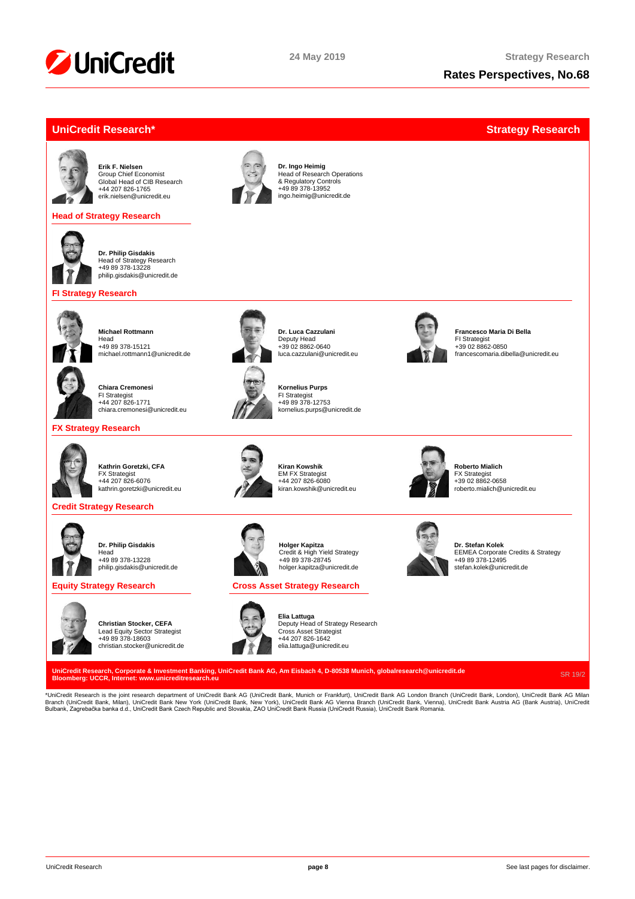## UniCredit Research*

## Strategy Research

**Erik F. Nielsen**
Group Chief Economist
Global Head of CIB Research
+44 207 826-1765
erik.nielsen@unicredit.eu

**Dr. Ingo Heimig**
Head of Research Operations
& Regulatory Controls
+49 89 378-13952
ingo.heimig@unicredit.de

### Head of Strategy Research

**Dr. Philip Gisdakis**
Head of Strategy Research
+49 89 378-13228
philip.gisdakis@unicredit.de

### FI Strategy Research

**Michael Rottmann**
Head
+49 89 378-15121
michael.rottmann1@unicredit.de

**Dr. Luca Cazzulani**
Deputy Head
+39 02 8862-0640
luca.cazzulani@unicredit.eu

**Francesco Maria Di Bella**
FI Strategist
+39 02 8862-0850
francescomaria.dibella@unicredit.eu

**Chiara Cremonesi**
FI Strategist
+44 207 826-1771
chiara.cremonesi@unicredit.eu

**Kornelius Purps**
FI Strategist
+49 89 378-12753
kornelius.purps@unicredit.de

### FX Strategy Research

**Kathrin Goretzki, CFA**
FX Strategist
+44 207 826-6076
kathrin.goretzki@unicredit.eu

**Kiran Kowshik**
EM FX Strategist
+44 207 826-6080
kiran.kowshik@unicredit.eu

**Roberto Mialich**
FX Strategist
+39 02 8862-0658
roberto.mialich@unicredit.eu

### Credit Strategy Research

**Dr. Philip Gisdakis**
Head
+49 89 378-13228
philip.gisdakis@unicredit.de

**Holger Kapitza**
Credit & High Yield Strategy
+49 89 378-28745
holger.kapitza@unicredit.de

**Dr. Stefan Kolek**
EEMEA Corporate Credits & Strategy
+49 89 378-12495
stefan.kolek@unicredit.de

### Equity Strategy Research

**Christian Stocker, CEFA**
Lead Equity Sector Strategist
+49 89 378-18603
christian.stocker@unicredit.de

### Cross Asset Strategy Research

**Elia Lattuga**
Deputy Head of Strategy Research
Cross Asset Strategist
+44 207 826-1642
elia.lattuga@unicredit.eu

**UniCredit Research, Corporate & Investment Banking, UniCredit Bank AG, Am Eisbach 4, D-80538 Munich, globalresearch@unicredit.de**
**Bloomberg: UCCR, Internet: www.unicreditresearch.eu**

SR 19/2

*UniCredit Research is the joint research department of UniCredit Bank AG (UniCredit Bank, Munich or Frankfurt), UniCredit Bank AG London Branch (UniCredit Bank, London), UniCredit Bank AG Milan Branch (UniCredit Bank, Milan), UniCredit Bank New York (UniCredit Bank, New York), UniCredit Bank AG Vienna Branch (UniCredit Bank, Vienna), UniCredit Bank Austria AG (Bank Austria), UniCredit Bulbank, Zagrebačka banka d.d., UniCredit Bank Czech Republic and Slovakia, ZAO UniCredit Bank Russia (UniCredit Russia), UniCredit Bank Romania.